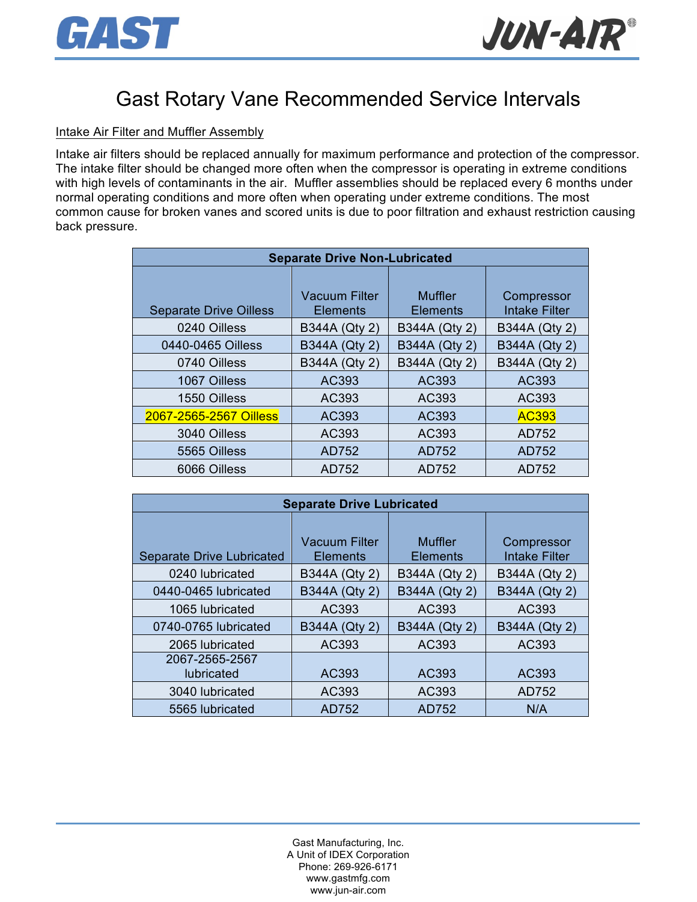# Gast Rotary Vane Recommended Service Intervals

## Intake Air Filter and Muffler Assembly

Intake air filters should be replaced annually for maximum performance and protection of the compressor. The intake filter should be changed more often when the compressor is operating in extreme conditions with high levels of contaminants in the air. Muffler assemblies should be replaced every 6 months under normal operating conditions and more often when operating under extreme conditions. The most common cause for broken vanes and scored units is due to poor filtration and exhaust restriction causing back pressure.

| Separate Drive Non-Lubricated | | | |
|---|---|---|---|
| Separate Drive Oilless | Vacuum Filter Elements | Muffler Elements | Compressor Intake Filter |
| 0240 Oilless | B344A (Qty 2) | B344A (Qty 2) | B344A (Qty 2) |
| 0440-0465 Oilless | B344A (Qty 2) | B344A (Qty 2) | B344A (Qty 2) |
| 0740 Oilless | B344A (Qty 2) | B344A (Qty 2) | B344A (Qty 2) |
| 1067 Oilless | AC393 | AC393 | AC393 |
| 1550 Oilless | AC393 | AC393 | AC393 |
| 2067-2565-2567 Oilless | AC393 | AC393 | AC393 |
| 3040 Oilless | AC393 | AC393 | AD752 |
| 5565 Oilless | AD752 | AD752 | AD752 |
| 6066 Oilless | AD752 | AD752 | AD752 |

| Separate Drive Lubricated | | | |
|---|---|---|---|
| Separate Drive Lubricated | Vacuum Filter Elements | Muffler Elements | Compressor Intake Filter |
| 0240 lubricated | B344A (Qty 2) | B344A (Qty 2) | B344A (Qty 2) |
| 0440-0465 lubricated | B344A (Qty 2) | B344A (Qty 2) | B344A (Qty 2) |
| 1065 lubricated | AC393 | AC393 | AC393 |
| 0740-0765 lubricated | B344A (Qty 2) | B344A (Qty 2) | B344A (Qty 2) |
| 2065 lubricated | AC393 | AC393 | AC393 |
| 2067-2565-2567 lubricated | AC393 | AC393 | AC393 |
| 3040 lubricated | AC393 | AC393 | AD752 |
| 5565 lubricated | AD752 | AD752 | N/A |

Gast Manufacturing, Inc.
A Unit of IDEX Corporation
Phone: 269-926-6171
www.gastmfg.com
www.jun-air.com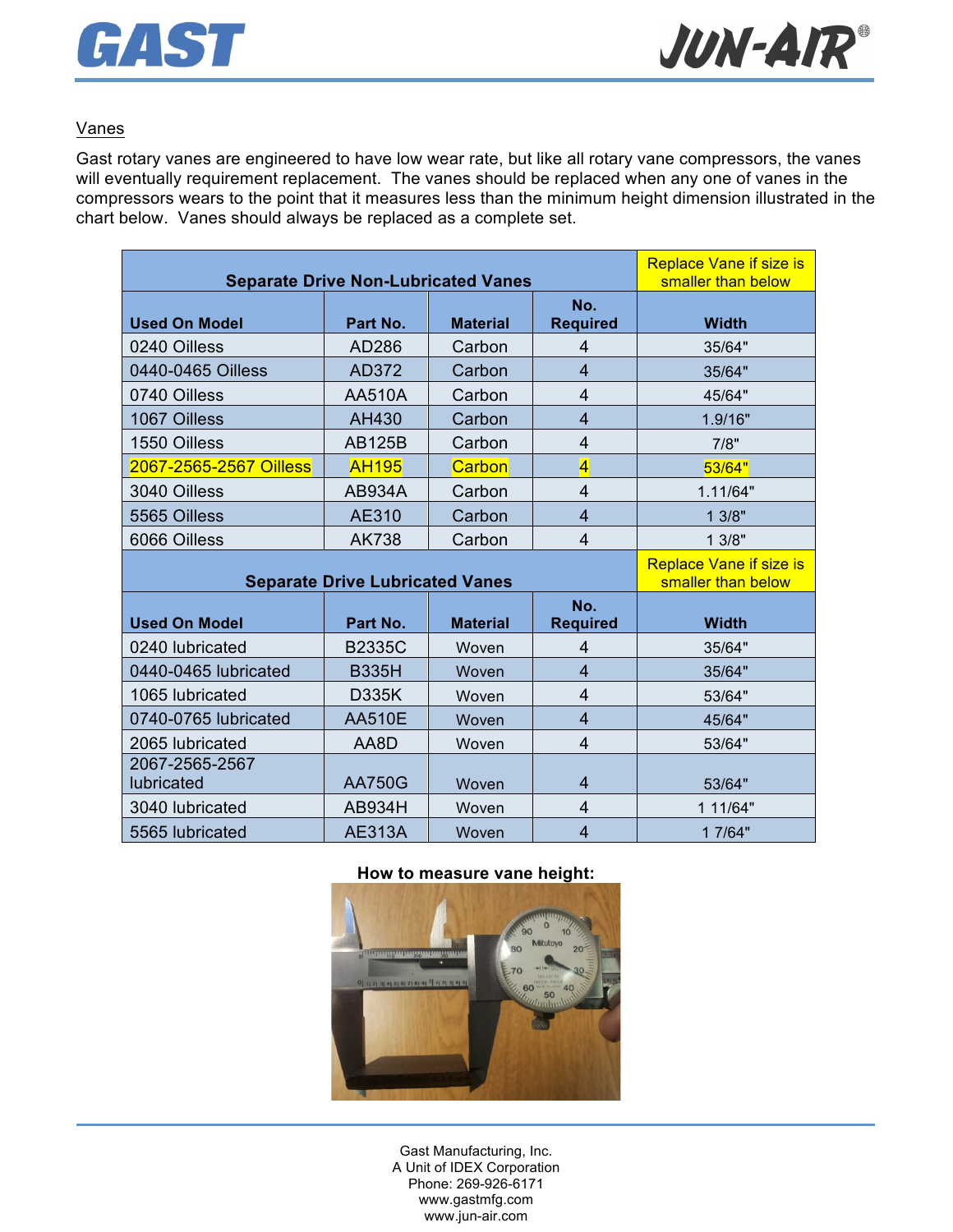## Vanes

Gast rotary vanes are engineered to have low wear rate, but like all rotary vane compressors, the vanes will eventually requirement replacement. The vanes should be replaced when any one of vanes in the compressors wears to the point that it measures less than the minimum height dimension illustrated in the chart below. Vanes should always be replaced as a complete set.

| **Separate Drive Non-Lubricated Vanes** | | | | Replace Vane if size is smaller than below |
|---|---|---|---|---|
| **Used On Model** | **Part No.** | **Material** | **No. Required** | **Width** |
| 0240 Oilless | AD286 | Carbon | 4 | 35/64" |
| 0440-0465 Oilless | AD372 | Carbon | 4 | 35/64" |
| 0740 Oilless | AA510A | Carbon | 4 | 45/64" |
| 1067 Oilless | AH430 | Carbon | 4 | 1.9/16" |
| 1550 Oilless | AB125B | Carbon | 4 | 7/8" |
| 2067-2565-2567 Oilless | AH195 | Carbon | 4 | 53/64" |
| 3040 Oilless | AB934A | Carbon | 4 | 1.11/64" |
| 5565 Oilless | AE310 | Carbon | 4 | 1 3/8" |
| 6066 Oilless | AK738 | Carbon | 4 | 1 3/8" |
| **Separate Drive Lubricated Vanes** | | | | Replace Vane if size is smaller than below |
| **Used On Model** | **Part No.** | **Material** | **No. Required** | **Width** |
| 0240 lubricated | B2335C | Woven | 4 | 35/64" |
| 0440-0465 lubricated | B335H | Woven | 4 | 35/64" |
| 1065 lubricated | D335K | Woven | 4 | 53/64" |
| 0740-0765 lubricated | AA510E | Woven | 4 | 45/64" |
| 2065 lubricated | AA8D | Woven | 4 | 53/64" |
| 2067-2565-2567 lubricated | AA750G | Woven | 4 | 53/64" |
| 3040 lubricated | AB934H | Woven | 4 | 1 11/64" |
| 5565 lubricated | AE313A | Woven | 4 | 1 7/64" |

**How to measure vane height:**

Gast Manufacturing, Inc.
A Unit of IDEX Corporation
Phone: 269-926-6171
www.gastmfg.com
www.jun-air.com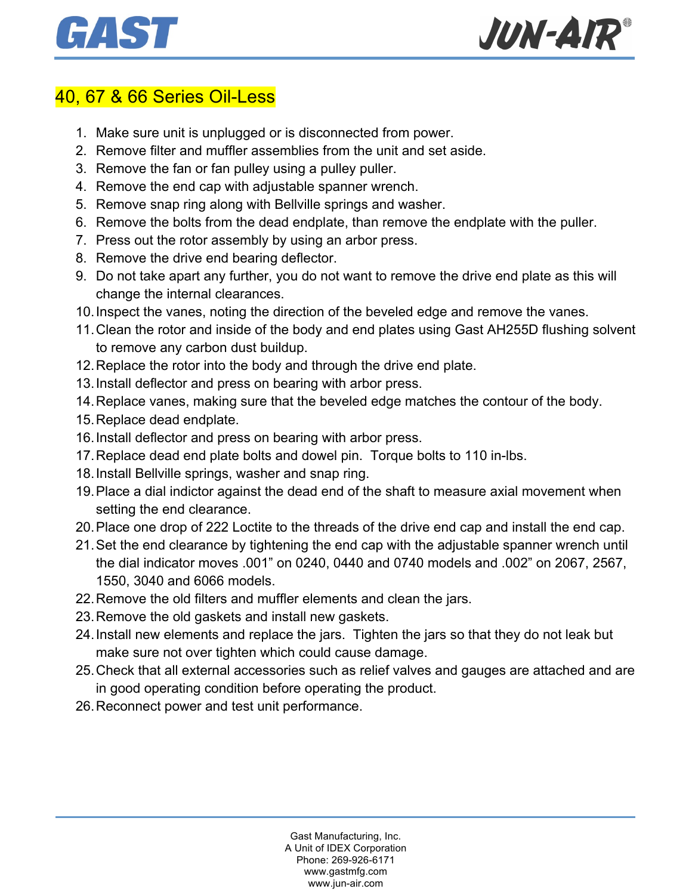## 40, 67 & 66 Series Oil-Less

1. Make sure unit is unplugged or is disconnected from power.
2. Remove filter and muffler assemblies from the unit and set aside.
3. Remove the fan or fan pulley using a pulley puller.
4. Remove the end cap with adjustable spanner wrench.
5. Remove snap ring along with Bellville springs and washer.
6. Remove the bolts from the dead endplate, than remove the endplate with the puller.
7. Press out the rotor assembly by using an arbor press.
8. Remove the drive end bearing deflector.
9. Do not take apart any further, you do not want to remove the drive end plate as this will change the internal clearances.
10. Inspect the vanes, noting the direction of the beveled edge and remove the vanes.
11. Clean the rotor and inside of the body and end plates using Gast AH255D flushing solvent to remove any carbon dust buildup.
12. Replace the rotor into the body and through the drive end plate.
13. Install deflector and press on bearing with arbor press.
14. Replace vanes, making sure that the beveled edge matches the contour of the body.
15. Replace dead endplate.
16. Install deflector and press on bearing with arbor press.
17. Replace dead end plate bolts and dowel pin. Torque bolts to 110 in-lbs.
18. Install Bellville springs, washer and snap ring.
19. Place a dial indictor against the dead end of the shaft to measure axial movement when setting the end clearance.
20. Place one drop of 222 Loctite to the threads of the drive end cap and install the end cap.
21. Set the end clearance by tightening the end cap with the adjustable spanner wrench until the dial indicator moves .001" on 0240, 0440 and 0740 models and .002" on 2067, 2567, 1550, 3040 and 6066 models.
22. Remove the old filters and muffler elements and clean the jars.
23. Remove the old gaskets and install new gaskets.
24. Install new elements and replace the jars. Tighten the jars so that they do not leak but make sure not over tighten which could cause damage.
25. Check that all external accessories such as relief valves and gauges are attached and are in good operating condition before operating the product.
26. Reconnect power and test unit performance.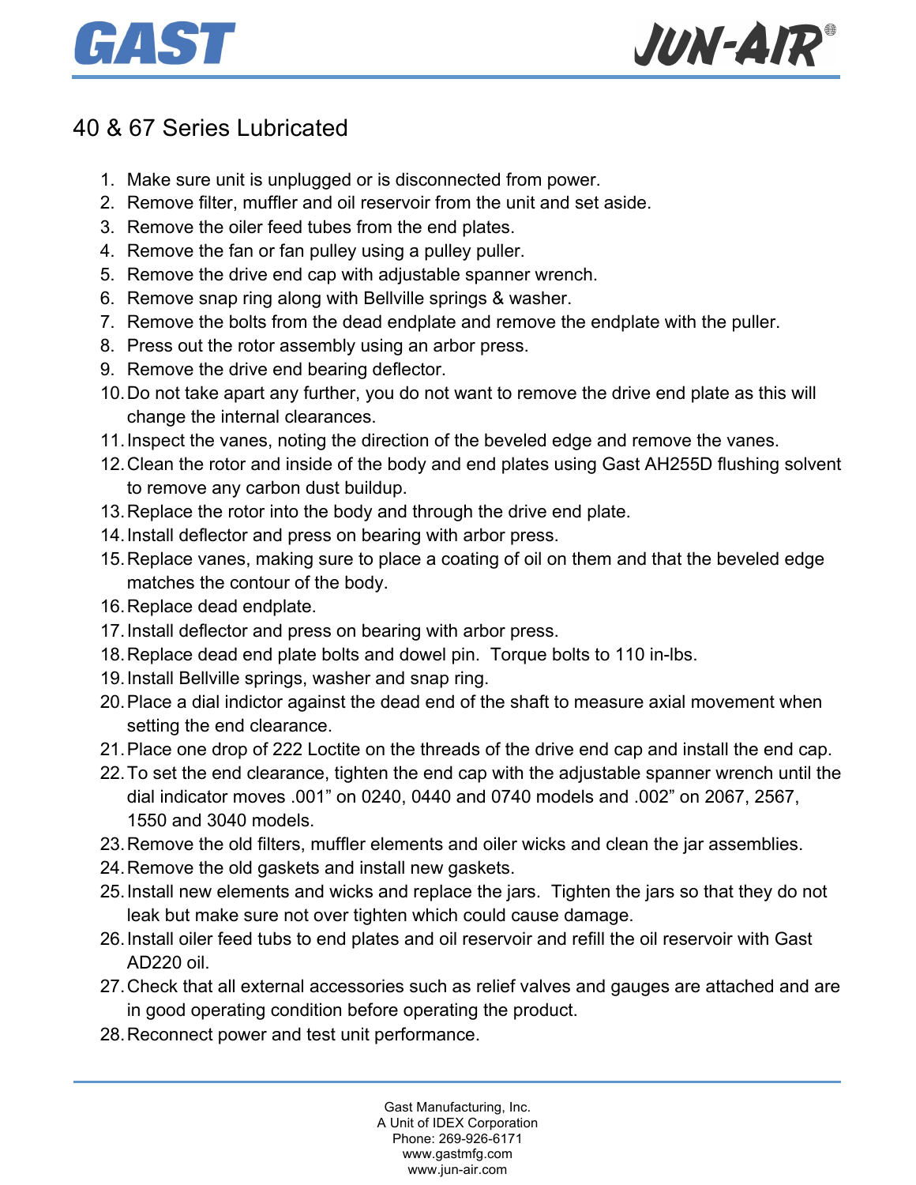# 40 & 67 Series Lubricated

1. Make sure unit is unplugged or is disconnected from power.
2. Remove filter, muffler and oil reservoir from the unit and set aside.
3. Remove the oiler feed tubes from the end plates.
4. Remove the fan or fan pulley using a pulley puller.
5. Remove the drive end cap with adjustable spanner wrench.
6. Remove snap ring along with Bellville springs & washer.
7. Remove the bolts from the dead endplate and remove the endplate with the puller.
8. Press out the rotor assembly using an arbor press.
9. Remove the drive end bearing deflector.
10. Do not take apart any further, you do not want to remove the drive end plate as this will change the internal clearances.
11. Inspect the vanes, noting the direction of the beveled edge and remove the vanes.
12. Clean the rotor and inside of the body and end plates using Gast AH255D flushing solvent to remove any carbon dust buildup.
13. Replace the rotor into the body and through the drive end plate.
14. Install deflector and press on bearing with arbor press.
15. Replace vanes, making sure to place a coating of oil on them and that the beveled edge matches the contour of the body.
16. Replace dead endplate.
17. Install deflector and press on bearing with arbor press.
18. Replace dead end plate bolts and dowel pin. Torque bolts to 110 in-lbs.
19. Install Bellville springs, washer and snap ring.
20. Place a dial indictor against the dead end of the shaft to measure axial movement when setting the end clearance.
21. Place one drop of 222 Loctite on the threads of the drive end cap and install the end cap.
22. To set the end clearance, tighten the end cap with the adjustable spanner wrench until the dial indicator moves .001" on 0240, 0440 and 0740 models and .002" on 2067, 2567, 1550 and 3040 models.
23. Remove the old filters, muffler elements and oiler wicks and clean the jar assemblies.
24. Remove the old gaskets and install new gaskets.
25. Install new elements and wicks and replace the jars. Tighten the jars so that they do not leak but make sure not over tighten which could cause damage.
26. Install oiler feed tubs to end plates and oil reservoir and refill the oil reservoir with Gast AD220 oil.
27. Check that all external accessories such as relief valves and gauges are attached and are in good operating condition before operating the product.
28. Reconnect power and test unit performance.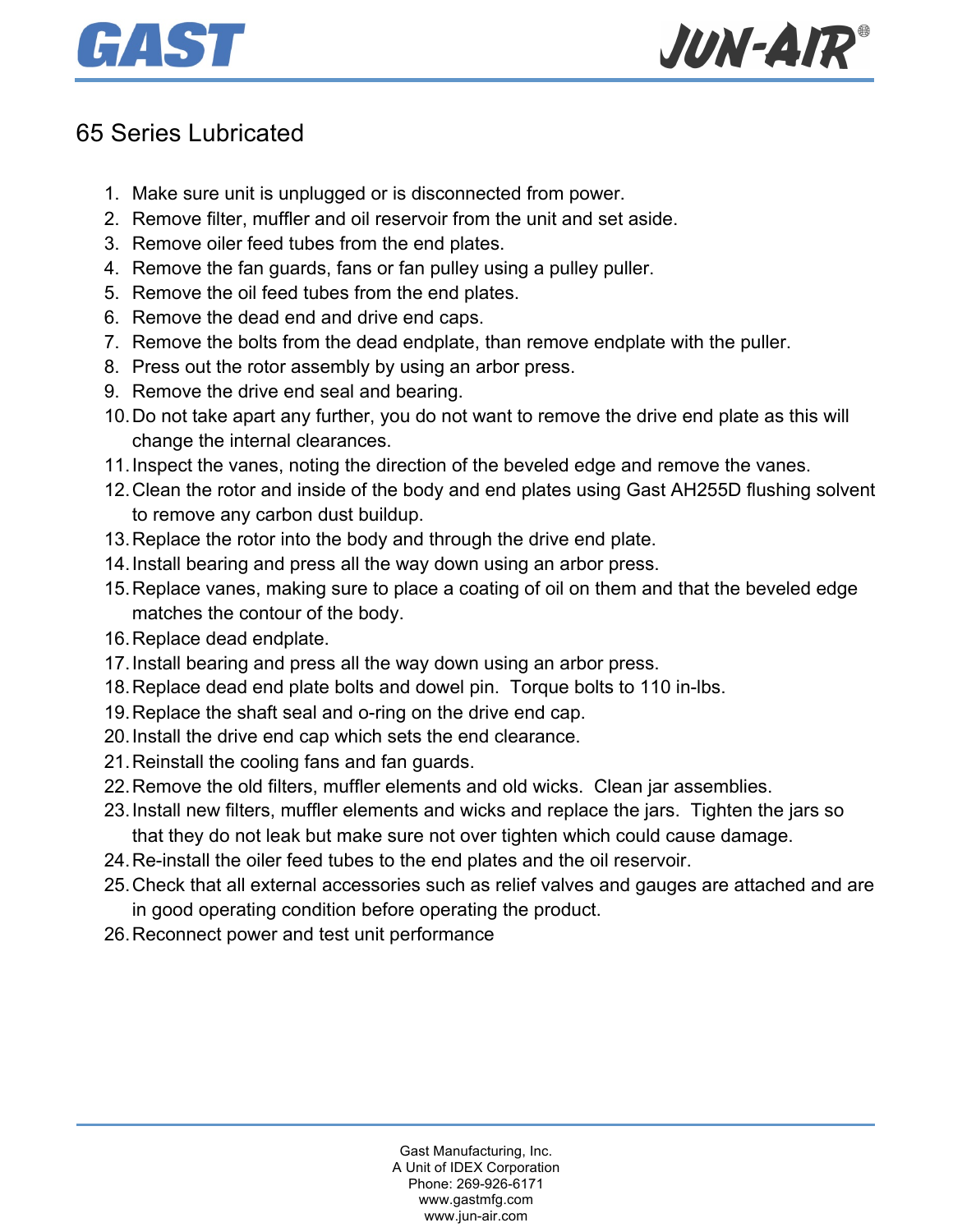# 65 Series Lubricated

1. Make sure unit is unplugged or is disconnected from power.
2. Remove filter, muffler and oil reservoir from the unit and set aside.
3. Remove oiler feed tubes from the end plates.
4. Remove the fan guards, fans or fan pulley using a pulley puller.
5. Remove the oil feed tubes from the end plates.
6. Remove the dead end and drive end caps.
7. Remove the bolts from the dead endplate, than remove endplate with the puller.
8. Press out the rotor assembly by using an arbor press.
9. Remove the drive end seal and bearing.
10. Do not take apart any further, you do not want to remove the drive end plate as this will change the internal clearances.
11. Inspect the vanes, noting the direction of the beveled edge and remove the vanes.
12. Clean the rotor and inside of the body and end plates using Gast AH255D flushing solvent to remove any carbon dust buildup.
13. Replace the rotor into the body and through the drive end plate.
14. Install bearing and press all the way down using an arbor press.
15. Replace vanes, making sure to place a coating of oil on them and that the beveled edge matches the contour of the body.
16. Replace dead endplate.
17. Install bearing and press all the way down using an arbor press.
18. Replace dead end plate bolts and dowel pin. Torque bolts to 110 in-lbs.
19. Replace the shaft seal and o-ring on the drive end cap.
20. Install the drive end cap which sets the end clearance.
21. Reinstall the cooling fans and fan guards.
22. Remove the old filters, muffler elements and old wicks. Clean jar assemblies.
23. Install new filters, muffler elements and wicks and replace the jars. Tighten the jars so that they do not leak but make sure not over tighten which could cause damage.
24. Re-install the oiler feed tubes to the end plates and the oil reservoir.
25. Check that all external accessories such as relief valves and gauges are attached and are in good operating condition before operating the product.
26. Reconnect power and test unit performance